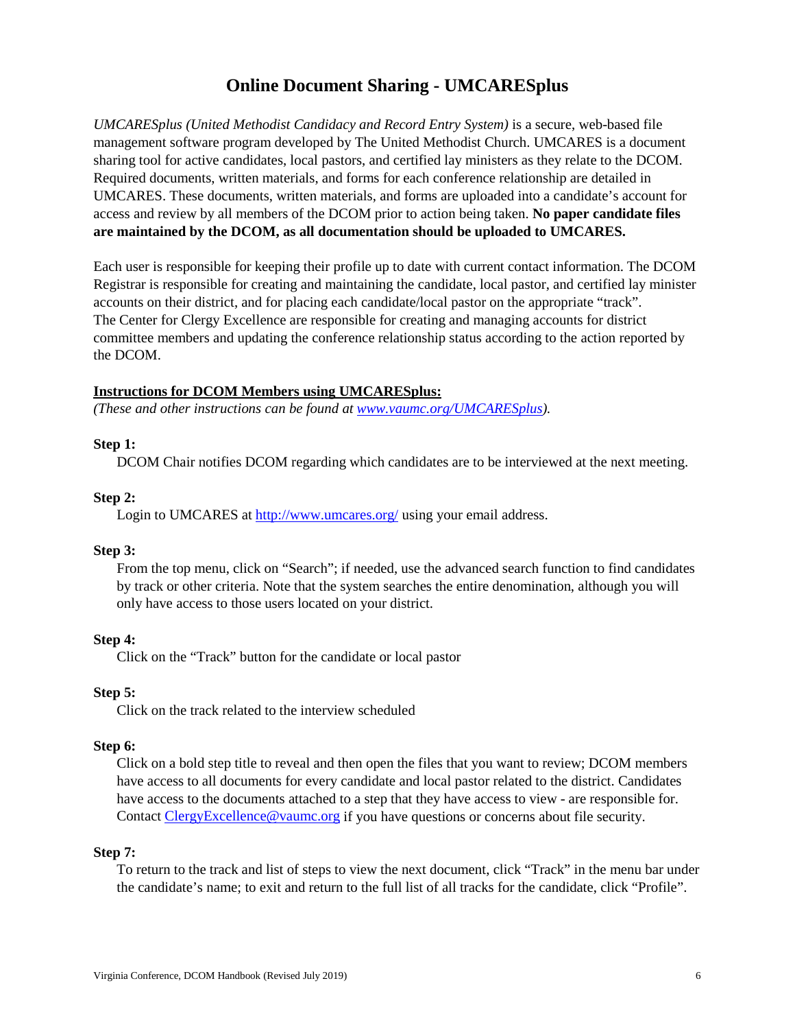# Online Document Sharing - UMCARESplus

*UMCARESplus (United Methodist Candidacy and Record Entry System)* is a secure, web-based file management software program developed by The United Methodist Church. UMCARES is a document sharing tool for active candidates, local pastors, and certified lay ministers as they relate to the DCOM. Required documents, written materials, and forms for each conference relationship are detailed in UMCARES. These documents, written materials, and forms are uploaded into a candidate's account for access and review by all members of the DCOM prior to action being taken. **No paper candidate files are maintained by the DCOM, as all documentation should be uploaded to UMCARES.**

Each user is responsible for keeping their profile up to date with current contact information. The DCOM Registrar is responsible for creating and maintaining the candidate, local pastor, and certified lay minister accounts on their district, and for placing each candidate/local pastor on the appropriate "track". The Center for Clergy Excellence are responsible for creating and managing accounts for district committee members and updating the conference relationship status according to the action reported by the DCOM.

**Instructions for DCOM Members using UMCARESplus:**

*(These and other instructions can be found at [www.vaumc.org/UMCARESplus](http://www.vaumc.org/UMCARESplus)).*

**Step 1:**
DCOM Chair notifies DCOM regarding which candidates are to be interviewed at the next meeting.

**Step 2:**
Login to UMCARES at [http://www.umcares.org/](http://www.umcares.org/) using your email address.

**Step 3:**
From the top menu, click on "Search"; if needed, use the advanced search function to find candidates by track or other criteria. Note that the system searches the entire denomination, although you will only have access to those users located on your district.

**Step 4:**
Click on the "Track" button for the candidate or local pastor

**Step 5:**
Click on the track related to the interview scheduled

**Step 6:**
Click on a bold step title to reveal and then open the files that you want to review; DCOM members have access to all documents for every candidate and local pastor related to the district. Candidates have access to the documents attached to a step that they have access to view - are responsible for. Contact [ClergyExcellence@vaumc.org](mailto:ClergyExcellence@vaumc.org) if you have questions or concerns about file security.

**Step 7:**
To return to the track and list of steps to view the next document, click "Track" in the menu bar under the candidate's name; to exit and return to the full list of all tracks for the candidate, click "Profile".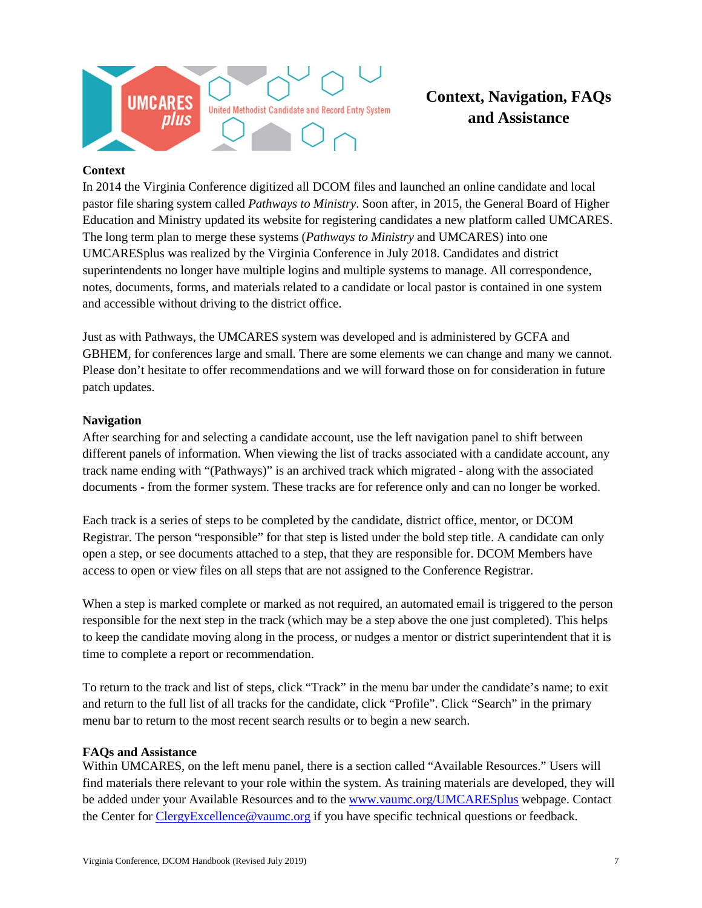# Context, Navigation, FAQs and Assistance

**Context**

In 2014 the Virginia Conference digitized all DCOM files and launched an online candidate and local pastor file sharing system called *Pathways to Ministry*. Soon after, in 2015, the General Board of Higher Education and Ministry updated its website for registering candidates a new platform called UMCARES. The long term plan to merge these systems (*Pathways to Ministry* and UMCARES) into one UMCARESplus was realized by the Virginia Conference in July 2018. Candidates and district superintendents no longer have multiple logins and multiple systems to manage. All correspondence, notes, documents, forms, and materials related to a candidate or local pastor is contained in one system and accessible without driving to the district office.

Just as with Pathways, the UMCARES system was developed and is administered by GCFA and GBHEM, for conferences large and small. There are some elements we can change and many we cannot. Please don't hesitate to offer recommendations and we will forward those on for consideration in future patch updates.

**Navigation**

After searching for and selecting a candidate account, use the left navigation panel to shift between different panels of information. When viewing the list of tracks associated with a candidate account, any track name ending with "(Pathways)" is an archived track which migrated - along with the associated documents - from the former system. These tracks are for reference only and can no longer be worked.

Each track is a series of steps to be completed by the candidate, district office, mentor, or DCOM Registrar. The person "responsible" for that step is listed under the bold step title. A candidate can only open a step, or see documents attached to a step, that they are responsible for. DCOM Members have access to open or view files on all steps that are not assigned to the Conference Registrar.

When a step is marked complete or marked as not required, an automated email is triggered to the person responsible for the next step in the track (which may be a step above the one just completed). This helps to keep the candidate moving along in the process, or nudges a mentor or district superintendent that it is time to complete a report or recommendation.

To return to the track and list of steps, click "Track" in the menu bar under the candidate's name; to exit and return to the full list of all tracks for the candidate, click "Profile". Click "Search" in the primary menu bar to return to the most recent search results or to begin a new search.

**FAQs and Assistance**

Within UMCARES, on the left menu panel, there is a section called "Available Resources." Users will find materials there relevant to your role within the system. As training materials are developed, they will be added under your Available Resources and to the [www.vaumc.org/UMCARESplus](http://www.vaumc.org/UMCARESplus) webpage. Contact the Center for [ClergyExcellence@vaumc.org](mailto:ClergyExcellence@vaumc.org) if you have specific technical questions or feedback.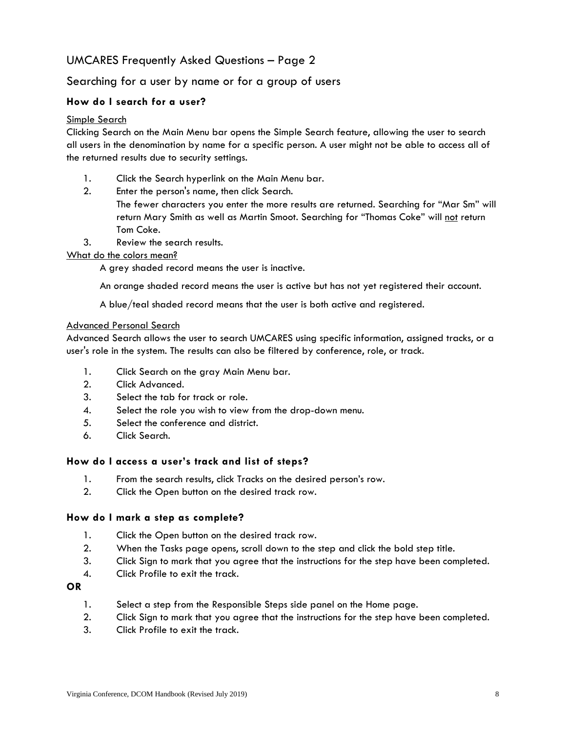## UMCARES Frequently Asked Questions – Page 2

## Searching for a user by name or for a group of users

### How do I search for a user?

Simple Search

Clicking Search on the Main Menu bar opens the Simple Search feature, allowing the user to search all users in the denomination by name for a specific person. A user might not be able to access all of the returned results due to security settings.

1. Click the Search hyperlink on the Main Menu bar.
2. Enter the person's name, then click Search.
   The fewer characters you enter the more results are returned. Searching for "Mar Sm" will return Mary Smith as well as Martin Smoot. Searching for "Thomas Coke" will not return Tom Coke.
3. Review the search results.

What do the colors mean?

A grey shaded record means the user is inactive.

An orange shaded record means the user is active but has not yet registered their account.

A blue/teal shaded record means that the user is both active and registered.

Advanced Personal Search

Advanced Search allows the user to search UMCARES using specific information, assigned tracks, or a user's role in the system. The results can also be filtered by conference, role, or track.

1. Click Search on the gray Main Menu bar.
2. Click Advanced.
3. Select the tab for track or role.
4. Select the role you wish to view from the drop-down menu.
5. Select the conference and district.
6. Click Search.

### How do I access a user's track and list of steps?

1. From the search results, click Tracks on the desired person's row.
2. Click the Open button on the desired track row.

### How do I mark a step as complete?

1. Click the Open button on the desired track row.
2. When the Tasks page opens, scroll down to the step and click the bold step title.
3. Click Sign to mark that you agree that the instructions for the step have been completed.
4. Click Profile to exit the track.

**OR**

1. Select a step from the Responsible Steps side panel on the Home page.
2. Click Sign to mark that you agree that the instructions for the step have been completed.
3. Click Profile to exit the track.